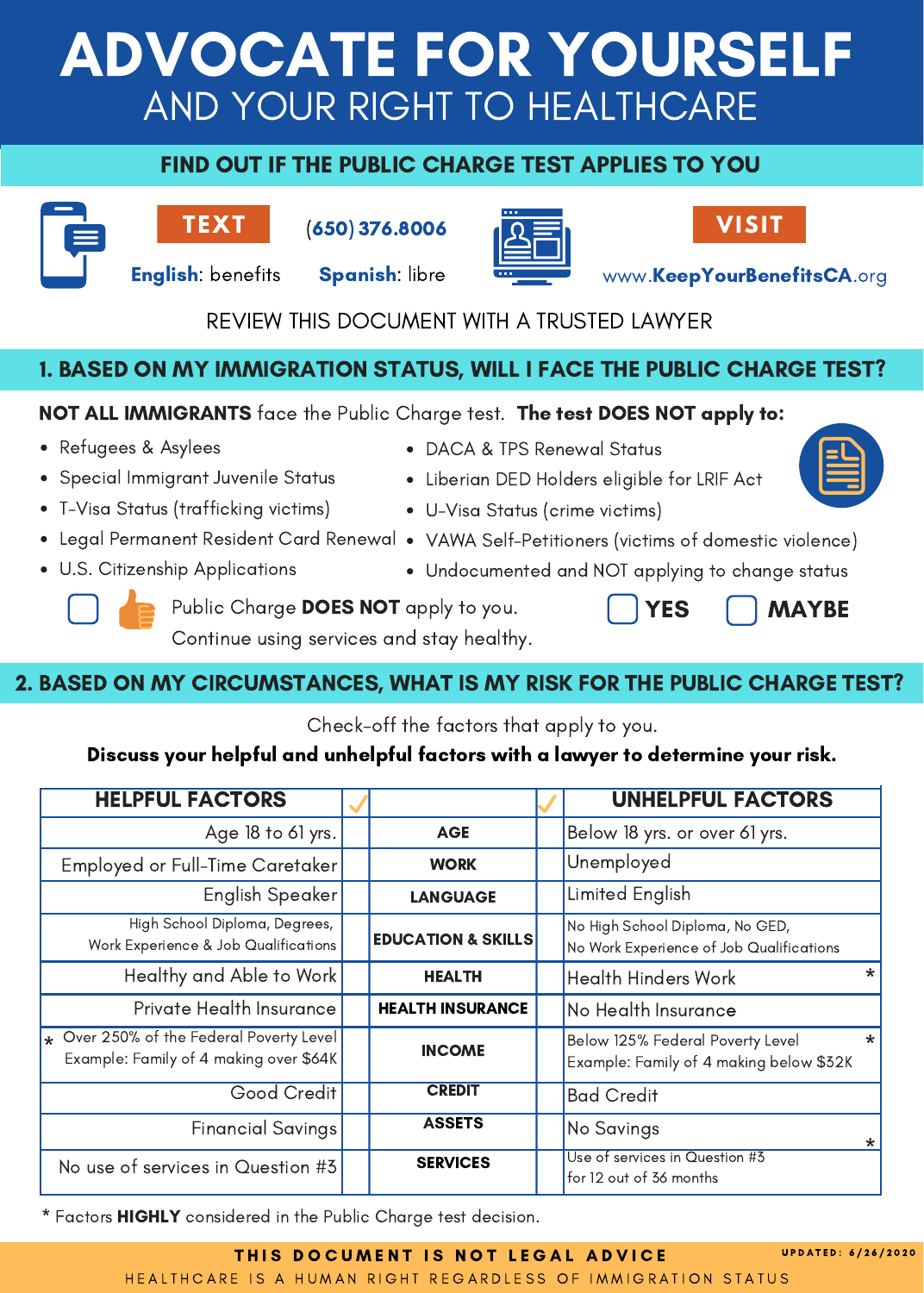# ADVOCATE FOR YOURSELF

## AND YOUR RIGHT TO HEALTHCARE

### FIND OUT IF THE PUBLIC CHARGE TEST APPLIES TO YOU

**TEXT** (650) 376.8006

**English**: benefits **Spanish**: libre

**VISIT** www.**KeepYourBenefitsCA**.org

REVIEW THIS DOCUMENT WITH A TRUSTED LAWYER

## 1. BASED ON MY IMMIGRATION STATUS, WILL I FACE THE PUBLIC CHARGE TEST?

**NOT ALL IMMIGRANTS** face the Public Charge test. **The test DOES NOT apply to:**

- Refugees & Asylees
- Special Immigrant Juvenile Status
- T-Visa Status (trafficking victims)
- Legal Permanent Resident Card Renewal
- U.S. Citizenship Applications
- DACA & TPS Renewal Status
- Liberian DED Holders eligible for LRIF Act
- U-Visa Status (crime victims)
- VAWA Self-Petitioners (victims of domestic violence)
- Undocumented and NOT applying to change status

☐ Public Charge **DOES NOT** apply to you. Continue using services and stay healthy.

☐ **YES** ☐ **MAYBE**

## 2. BASED ON MY CIRCUMSTANCES, WHAT IS MY RISK FOR THE PUBLIC CHARGE TEST?

Check-off the factors that apply to you.

**Discuss your helpful and unhelpful factors with a lawyer to determine your risk.**

| HELPFUL FACTORS | ✓ | | ✓ | UNHELPFUL FACTORS |
|---|---|---|---|---|
| Age 18 to 61 yrs. | | **AGE** | | Below 18 yrs. or over 61 yrs. |
| Employed or Full-Time Caretaker | | **WORK** | | Unemployed |
| English Speaker | | **LANGUAGE** | | Limited English |
| High School Diploma, Degrees, Work Experience & Job Qualifications | | **EDUCATION & SKILLS** | | No High School Diploma, No GED, No Work Experience of Job Qualifications |
| Healthy and Able to Work | | **HEALTH** | | Health Hinders Work * |
| Private Health Insurance | | **HEALTH INSURANCE** | | No Health Insurance |
| * Over 250% of the Federal Poverty Level Example: Family of 4 making over $64K | | **INCOME** | | Below 125% Federal Poverty Level Example: Family of 4 making below $32K * |
| Good Credit | | **CREDIT** | | Bad Credit |
| Financial Savings | | **ASSETS** | | No Savings |
| No use of services in Question #3 | | **SERVICES** | | Use of services in Question #3 for 12 out of 36 months * |

\* Factors **HIGHLY** considered in the Public Charge test decision.

**THIS DOCUMENT IS NOT LEGAL ADVICE**

**UPDATED: 6/26/2020**

HEALTHCARE IS A HUMAN RIGHT REGARDLESS OF IMMIGRATION STATUS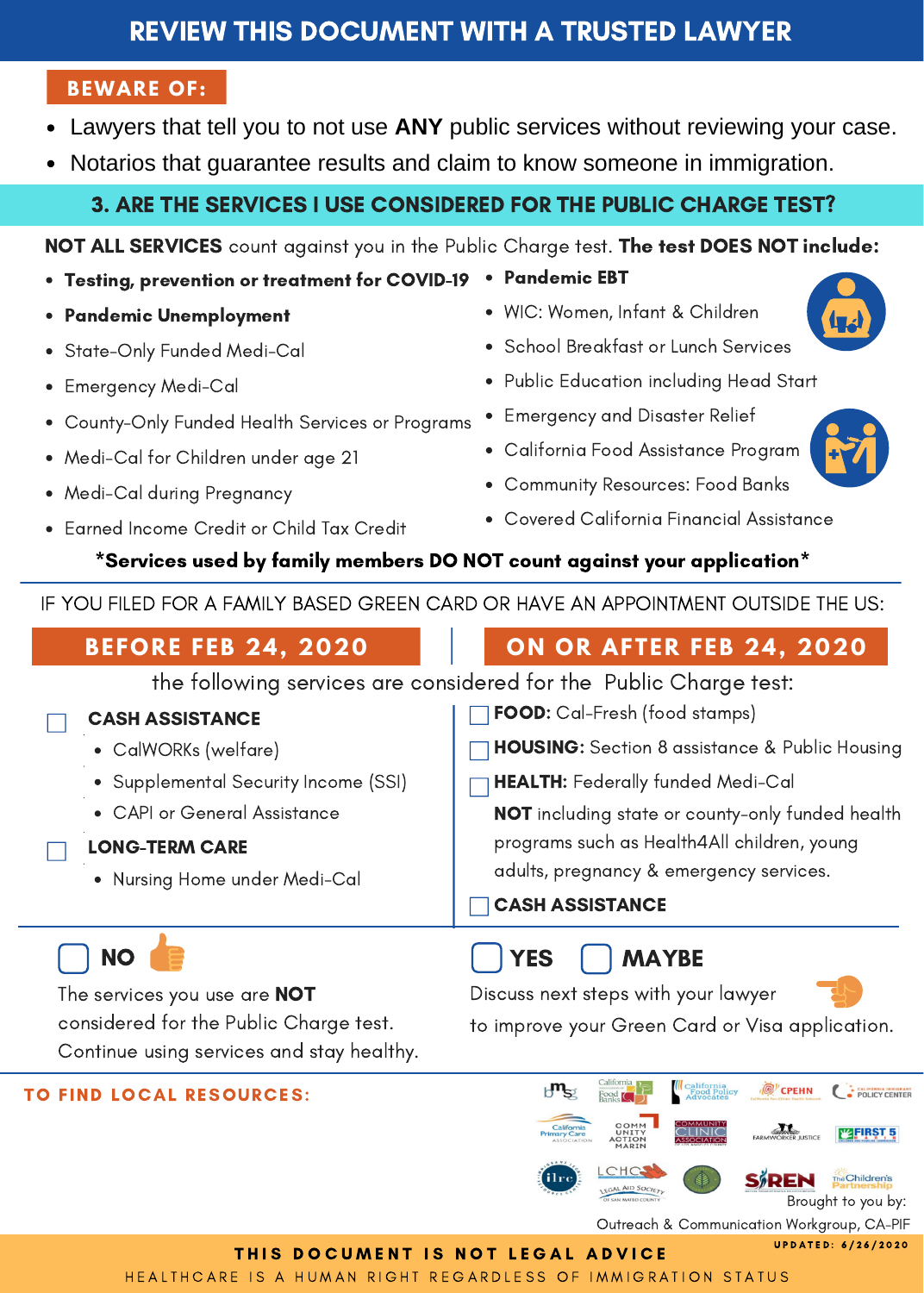# REVIEW THIS DOCUMENT WITH A TRUSTED LAWYER

**BEWARE OF:**

- Lawyers that tell you to not use **ANY** public services without reviewing your case.
- Notarios that guarantee results and claim to know someone in immigration.

## 3. ARE THE SERVICES I USE CONSIDERED FOR THE PUBLIC CHARGE TEST?

**NOT ALL SERVICES** count against you in the Public Charge test. **The test DOES NOT include:**

- **Testing, prevention or treatment for COVID-19**
- **Pandemic Unemployment**
- State-Only Funded Medi-Cal
- Emergency Medi-Cal
- County-Only Funded Health Services or Programs
- Medi-Cal for Children under age 21
- Medi-Cal during Pregnancy
- Earned Income Credit or Child Tax Credit
- **Pandemic EBT**
- WIC: Women, Infant & Children
- School Breakfast or Lunch Services
- Public Education including Head Start
- Emergency and Disaster Relief
- California Food Assistance Program
- Community Resources: Food Banks
- Covered California Financial Assistance

**\*Services used by family members DO NOT count against your application\***

IF YOU FILED FOR A FAMILY BASED GREEN CARD OR HAVE AN APPOINTMENT OUTSIDE THE US:

the following services are considered for the Public Charge test:

### BEFORE FEB 24, 2020

☐ **CASH ASSISTANCE**

- CalWORKs (welfare)
- Supplemental Security Income (SSI)
- CAPI or General Assistance

☐ **LONG-TERM CARE**

- Nursing Home under Medi-Cal

### ON OR AFTER FEB 24, 2020

☐ **FOOD:** Cal-Fresh (food stamps)

☐ **HOUSING:** Section 8 assistance & Public Housing

☐ **HEALTH:** Federally funded Medi-Cal

**NOT** including state or county-only funded health programs such as Health4All children, young adults, pregnancy & emergency services.

☐ **CASH ASSISTANCE**

☐ **NO**

The services you use are **NOT** considered for the Public Charge test. Continue using services and stay healthy.

☐ **YES** ☐ **MAYBE**

Discuss next steps with your lawyer to improve your Green Card or Visa application.

**TO FIND LOCAL RESOURCES:**

Brought to you by: Outreach & Communication Workgroup, CA-PIF

UPDATED: 6/26/2020

**THIS DOCUMENT IS NOT LEGAL ADVICE**

HEALTHCARE IS A HUMAN RIGHT REGARDLESS OF IMMIGRATION STATUS